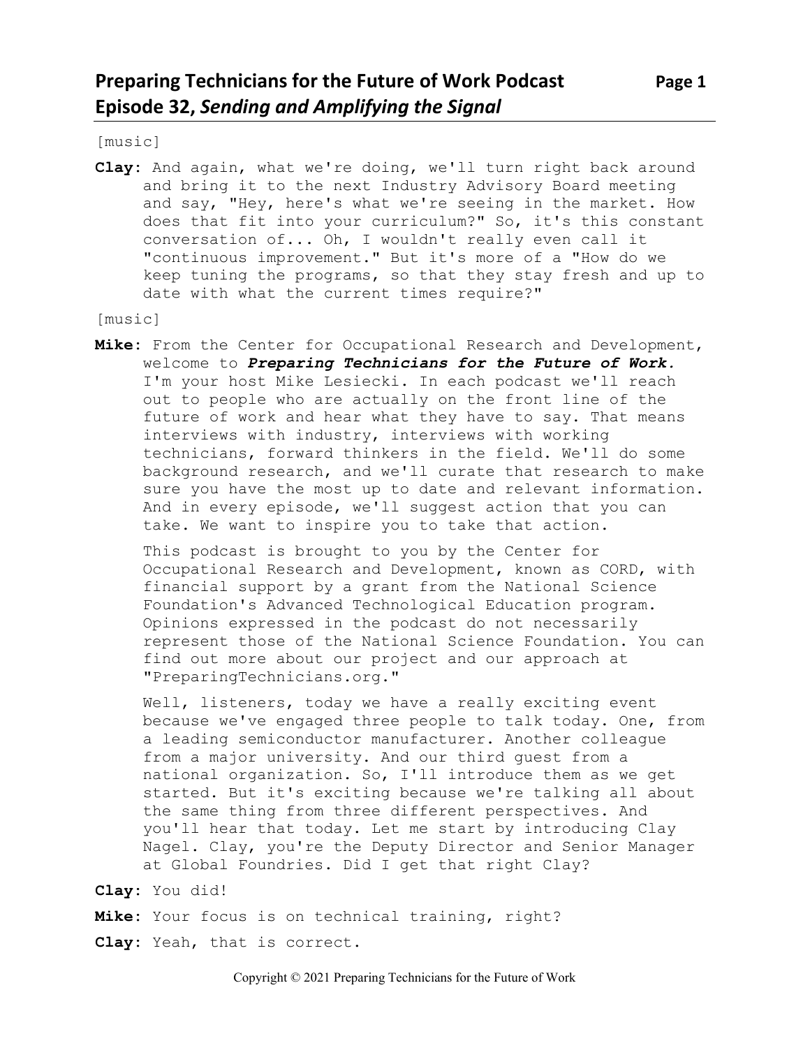# Preparing Technicians for the Future of Work Podcast
## Episode 32, *Sending and Amplifying the Signal*

[music]

**Clay:** And again, what we're doing, we'll turn right back around and bring it to the next Industry Advisory Board meeting and say, "Hey, here's what we're seeing in the market. How does that fit into your curriculum?" So, it's this constant conversation of... Oh, I wouldn't really even call it "continuous improvement." But it's more of a "How do we keep tuning the programs, so that they stay fresh and up to date with what the current times require?"

[music]

**Mike:** From the Center for Occupational Research and Development, welcome to ***Preparing Technicians for the Future of Work.*** I'm your host Mike Lesiecki. In each podcast we'll reach out to people who are actually on the front line of the future of work and hear what they have to say. That means interviews with industry, interviews with working technicians, forward thinkers in the field. We'll do some background research, and we'll curate that research to make sure you have the most up to date and relevant information. And in every episode, we'll suggest action that you can take. We want to inspire you to take that action.

This podcast is brought to you by the Center for Occupational Research and Development, known as CORD, with financial support by a grant from the National Science Foundation's Advanced Technological Education program. Opinions expressed in the podcast do not necessarily represent those of the National Science Foundation. You can find out more about our project and our approach at "PreparingTechnicians.org."

Well, listeners, today we have a really exciting event because we've engaged three people to talk today. One, from a leading semiconductor manufacturer. Another colleague from a major university. And our third guest from a national organization. So, I'll introduce them as we get started. But it's exciting because we're talking all about the same thing from three different perspectives. And you'll hear that today. Let me start by introducing Clay Nagel. Clay, you're the Deputy Director and Senior Manager at Global Foundries. Did I get that right Clay?

**Clay:** You did!

**Mike:** Your focus is on technical training, right?

**Clay:** Yeah, that is correct.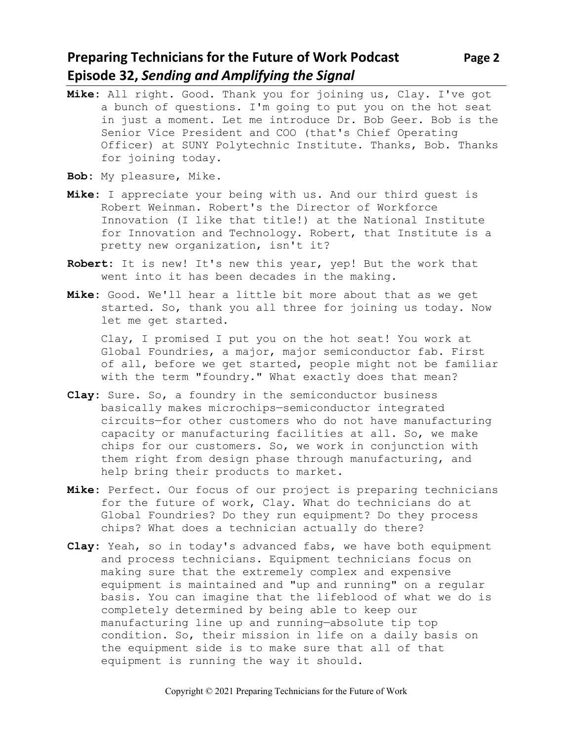**Mike**: All right. Good. Thank you for joining us, Clay. I've got a bunch of questions. I'm going to put you on the hot seat in just a moment. Let me introduce Dr. Bob Geer. Bob is the Senior Vice President and COO (that's Chief Operating Officer) at SUNY Polytechnic Institute. Thanks, Bob. Thanks for joining today.

**Bob**: My pleasure, Mike.

**Mike**: I appreciate your being with us. And our third guest is Robert Weinman. Robert's the Director of Workforce Innovation (I like that title!) at the National Institute for Innovation and Technology. Robert, that Institute is a pretty new organization, isn't it?

**Robert**: It is new! It's new this year, yep! But the work that went into it has been decades in the making.

**Mike**: Good. We'll hear a little bit more about that as we get started. So, thank you all three for joining us today. Now let me get started.

Clay, I promised I put you on the hot seat! You work at Global Foundries, a major, major semiconductor fab. First of all, before we get started, people might not be familiar with the term "foundry." What exactly does that mean?

**Clay**: Sure. So, a foundry in the semiconductor business basically makes microchips—semiconductor integrated circuits—for other customers who do not have manufacturing capacity or manufacturing facilities at all. So, we make chips for our customers. So, we work in conjunction with them right from design phase through manufacturing, and help bring their products to market.

**Mike**: Perfect. Our focus of our project is preparing technicians for the future of work, Clay. What do technicians do at Global Foundries? Do they run equipment? Do they process chips? What does a technician actually do there?

**Clay**: Yeah, so in today's advanced fabs, we have both equipment and process technicians. Equipment technicians focus on making sure that the extremely complex and expensive equipment is maintained and "up and running" on a regular basis. You can imagine that the lifeblood of what we do is completely determined by being able to keep our manufacturing line up and running—absolute tip top condition. So, their mission in life on a daily basis on the equipment side is to make sure that all of that equipment is running the way it should.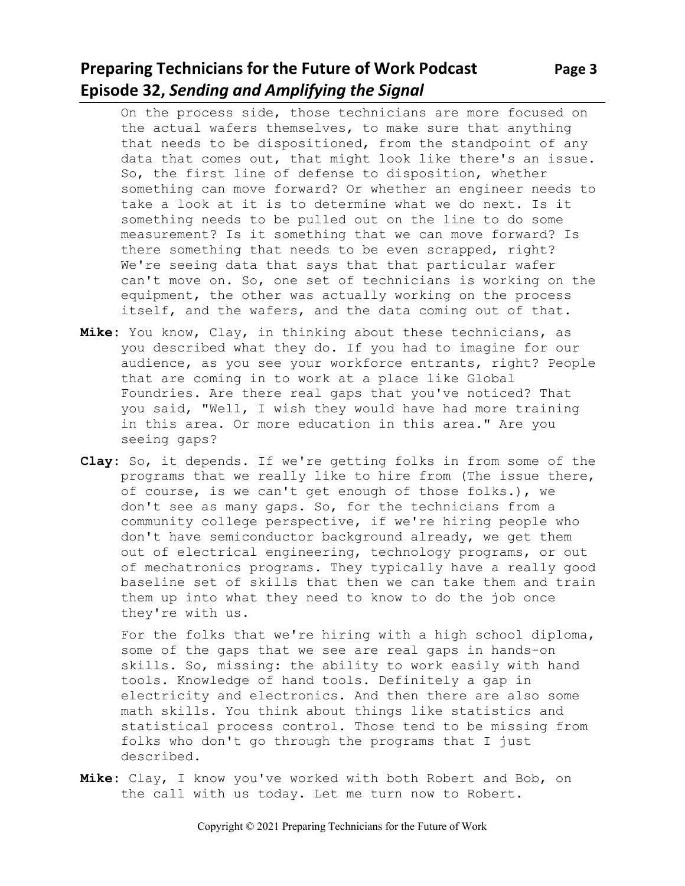On the process side, those technicians are more focused on the actual wafers themselves, to make sure that anything that needs to be dispositioned, from the standpoint of any data that comes out, that might look like there's an issue. So, the first line of defense to disposition, whether something can move forward? Or whether an engineer needs to take a look at it is to determine what we do next. Is it something needs to be pulled out on the line to do some measurement? Is it something that we can move forward? Is there something that needs to be even scrapped, right? We're seeing data that says that that particular wafer can't move on. So, one set of technicians is working on the equipment, the other was actually working on the process itself, and the wafers, and the data coming out of that.

**Mike:** You know, Clay, in thinking about these technicians, as you described what they do. If you had to imagine for our audience, as you see your workforce entrants, right? People that are coming in to work at a place like Global Foundries. Are there real gaps that you've noticed? That you said, "Well, I wish they would have had more training in this area. Or more education in this area." Are you seeing gaps?

**Clay:** So, it depends. If we're getting folks in from some of the programs that we really like to hire from (The issue there, of course, is we can't get enough of those folks.), we don't see as many gaps. So, for the technicians from a community college perspective, if we're hiring people who don't have semiconductor background already, we get them out of electrical engineering, technology programs, or out of mechatronics programs. They typically have a really good baseline set of skills that then we can take them and train them up into what they need to know to do the job once they're with us.

For the folks that we're hiring with a high school diploma, some of the gaps that we see are real gaps in hands-on skills. So, missing: the ability to work easily with hand tools. Knowledge of hand tools. Definitely a gap in electricity and electronics. And then there are also some math skills. You think about things like statistics and statistical process control. Those tend to be missing from folks who don't go through the programs that I just described.

**Mike:** Clay, I know you've worked with both Robert and Bob, on the call with us today. Let me turn now to Robert.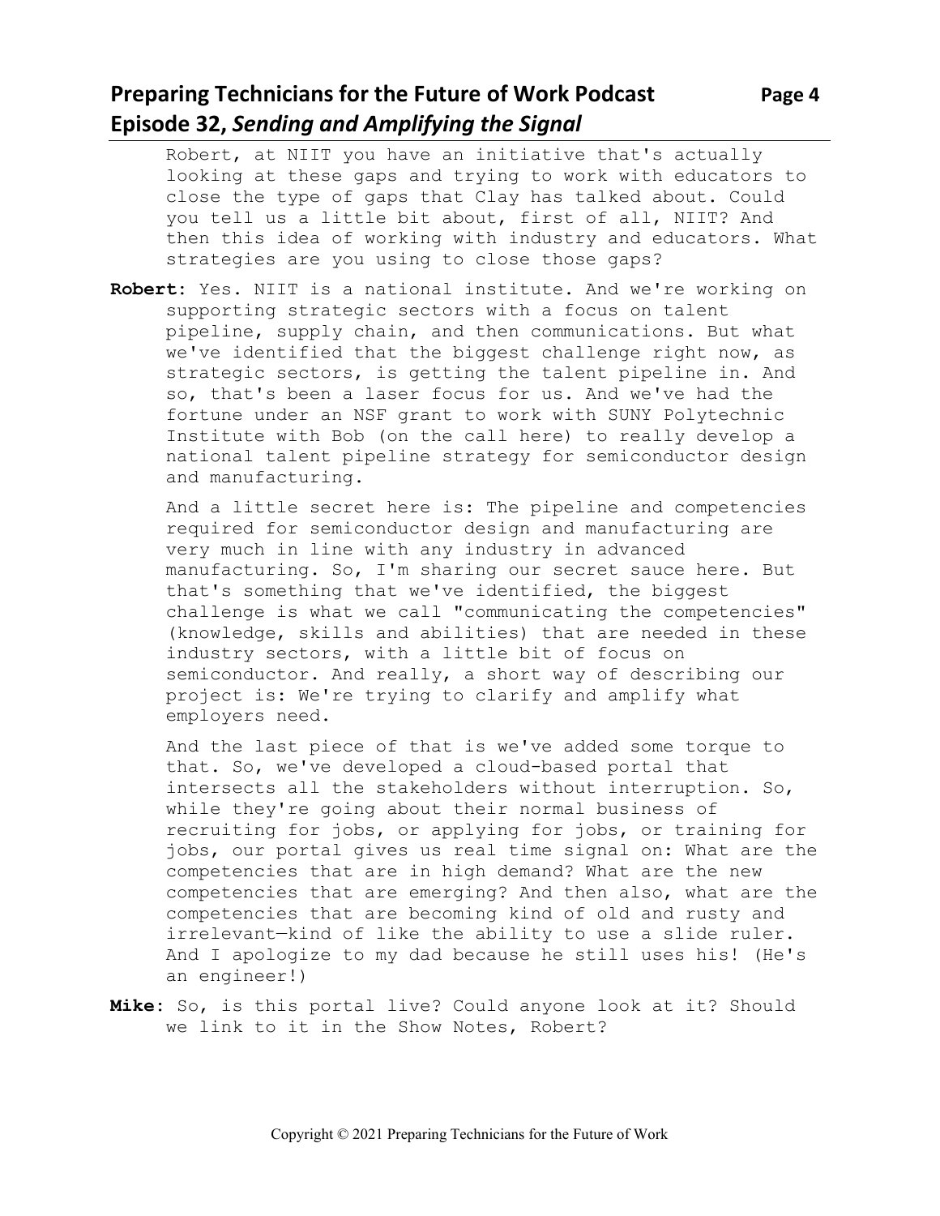Robert, at NIIT you have an initiative that's actually looking at these gaps and trying to work with educators to close the type of gaps that Clay has talked about. Could you tell us a little bit about, first of all, NIIT? And then this idea of working with industry and educators. What strategies are you using to close those gaps?

**Robert**: Yes. NIIT is a national institute. And we're working on supporting strategic sectors with a focus on talent pipeline, supply chain, and then communications. But what we've identified that the biggest challenge right now, as strategic sectors, is getting the talent pipeline in. And so, that's been a laser focus for us. And we've had the fortune under an NSF grant to work with SUNY Polytechnic Institute with Bob (on the call here) to really develop a national talent pipeline strategy for semiconductor design and manufacturing.

And a little secret here is: The pipeline and competencies required for semiconductor design and manufacturing are very much in line with any industry in advanced manufacturing. So, I'm sharing our secret sauce here. But that's something that we've identified, the biggest challenge is what we call "communicating the competencies" (knowledge, skills and abilities) that are needed in these industry sectors, with a little bit of focus on semiconductor. And really, a short way of describing our project is: We're trying to clarify and amplify what employers need.

And the last piece of that is we've added some torque to that. So, we've developed a cloud-based portal that intersects all the stakeholders without interruption. So, while they're going about their normal business of recruiting for jobs, or applying for jobs, or training for jobs, our portal gives us real time signal on: What are the competencies that are in high demand? What are the new competencies that are emerging? And then also, what are the competencies that are becoming kind of old and rusty and irrelevant—kind of like the ability to use a slide ruler. And I apologize to my dad because he still uses his! (He's an engineer!)

**Mike**: So, is this portal live? Could anyone look at it? Should we link to it in the Show Notes, Robert?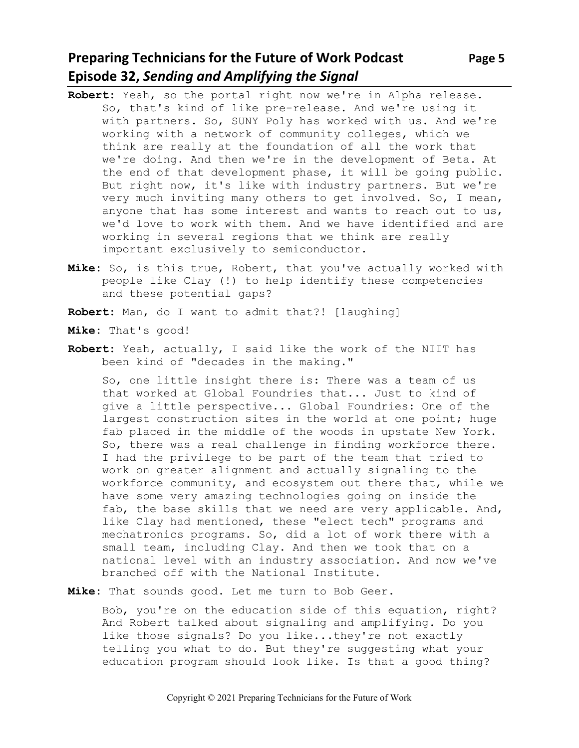**Robert:** Yeah, so the portal right now—we're in Alpha release. So, that's kind of like pre-release. And we're using it with partners. So, SUNY Poly has worked with us. And we're working with a network of community colleges, which we think are really at the foundation of all the work that we're doing. And then we're in the development of Beta. At the end of that development phase, it will be going public. But right now, it's like with industry partners. But we're very much inviting many others to get involved. So, I mean, anyone that has some interest and wants to reach out to us, we'd love to work with them. And we have identified and are working in several regions that we think are really important exclusively to semiconductor.

**Mike:** So, is this true, Robert, that you've actually worked with people like Clay (!) to help identify these competencies and these potential gaps?

**Robert:** Man, do I want to admit that?! [laughing]

**Mike:** That's good!

**Robert:** Yeah, actually, I said like the work of the NIIT has been kind of "decades in the making."

So, one little insight there is: There was a team of us that worked at Global Foundries that... Just to kind of give a little perspective... Global Foundries: One of the largest construction sites in the world at one point; huge fab placed in the middle of the woods in upstate New York. So, there was a real challenge in finding workforce there. I had the privilege to be part of the team that tried to work on greater alignment and actually signaling to the workforce community, and ecosystem out there that, while we have some very amazing technologies going on inside the fab, the base skills that we need are very applicable. And, like Clay had mentioned, these "elect tech" programs and mechatronics programs. So, did a lot of work there with a small team, including Clay. And then we took that on a national level with an industry association. And now we've branched off with the National Institute.

**Mike:** That sounds good. Let me turn to Bob Geer.

Bob, you're on the education side of this equation, right? And Robert talked about signaling and amplifying. Do you like those signals? Do you like...they're not exactly telling you what to do. But they're suggesting what your education program should look like. Is that a good thing?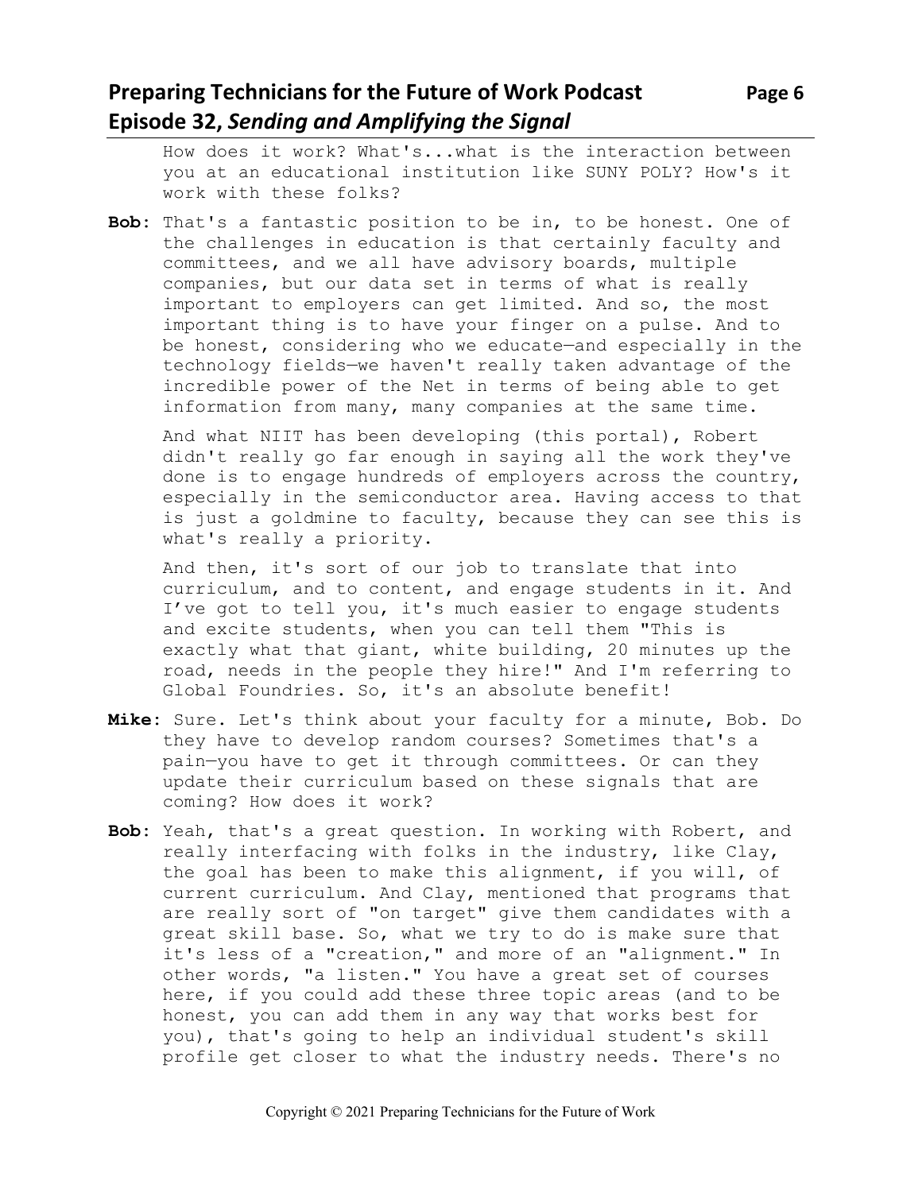How does it work? What's...what is the interaction between you at an educational institution like SUNY POLY? How's it work with these folks?

**Bob:** That's a fantastic position to be in, to be honest. One of the challenges in education is that certainly faculty and committees, and we all have advisory boards, multiple companies, but our data set in terms of what is really important to employers can get limited. And so, the most important thing is to have your finger on a pulse. And to be honest, considering who we educate—and especially in the technology fields—we haven't really taken advantage of the incredible power of the Net in terms of being able to get information from many, many companies at the same time.

And what NIIT has been developing (this portal), Robert didn't really go far enough in saying all the work they've done is to engage hundreds of employers across the country, especially in the semiconductor area. Having access to that is just a goldmine to faculty, because they can see this is what's really a priority.

And then, it's sort of our job to translate that into curriculum, and to content, and engage students in it. And I've got to tell you, it's much easier to engage students and excite students, when you can tell them "This is exactly what that giant, white building, 20 minutes up the road, needs in the people they hire!" And I'm referring to Global Foundries. So, it's an absolute benefit!

**Mike:** Sure. Let's think about your faculty for a minute, Bob. Do they have to develop random courses? Sometimes that's a pain—you have to get it through committees. Or can they update their curriculum based on these signals that are coming? How does it work?

**Bob:** Yeah, that's a great question. In working with Robert, and really interfacing with folks in the industry, like Clay, the goal has been to make this alignment, if you will, of current curriculum. And Clay, mentioned that programs that are really sort of "on target" give them candidates with a great skill base. So, what we try to do is make sure that it's less of a "creation," and more of an "alignment." In other words, "a listen." You have a great set of courses here, if you could add these three topic areas (and to be honest, you can add them in any way that works best for you), that's going to help an individual student's skill profile get closer to what the industry needs. There's no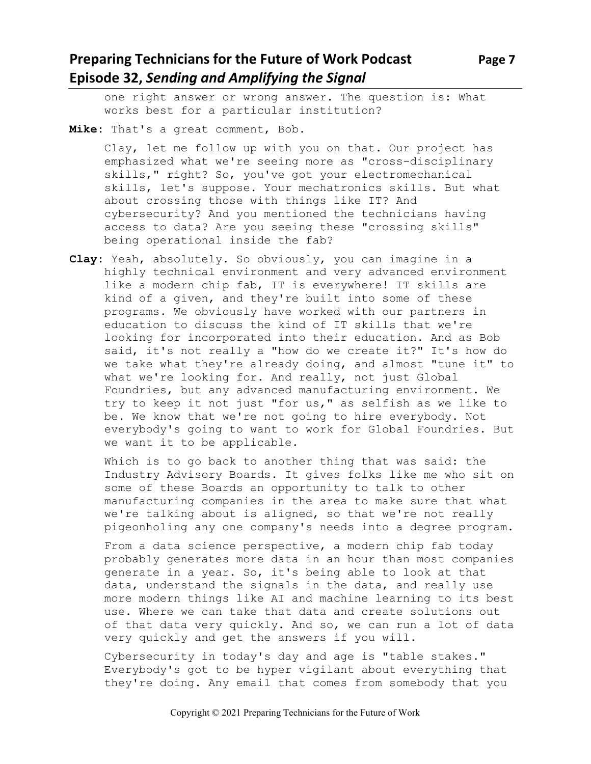one right answer or wrong answer. The question is: What works best for a particular institution?

**Mike**: That's a great comment, Bob.

Clay, let me follow up with you on that. Our project has emphasized what we're seeing more as "cross-disciplinary skills," right? So, you've got your electromechanical skills, let's suppose. Your mechatronics skills. But what about crossing those with things like IT? And cybersecurity? And you mentioned the technicians having access to data? Are you seeing these "crossing skills" being operational inside the fab?

**Clay**: Yeah, absolutely. So obviously, you can imagine in a highly technical environment and very advanced environment like a modern chip fab, IT is everywhere! IT skills are kind of a given, and they're built into some of these programs. We obviously have worked with our partners in education to discuss the kind of IT skills that we're looking for incorporated into their education. And as Bob said, it's not really a "how do we create it?" It's how do we take what they're already doing, and almost "tune it" to what we're looking for. And really, not just Global Foundries, but any advanced manufacturing environment. We try to keep it not just "for us," as selfish as we like to be. We know that we're not going to hire everybody. Not everybody's going to want to work for Global Foundries. But we want it to be applicable.

Which is to go back to another thing that was said: the Industry Advisory Boards. It gives folks like me who sit on some of these Boards an opportunity to talk to other manufacturing companies in the area to make sure that what we're talking about is aligned, so that we're not really pigeonholing any one company's needs into a degree program.

From a data science perspective, a modern chip fab today probably generates more data in an hour than most companies generate in a year. So, it's being able to look at that data, understand the signals in the data, and really use more modern things like AI and machine learning to its best use. Where we can take that data and create solutions out of that data very quickly. And so, we can run a lot of data very quickly and get the answers if you will.

Cybersecurity in today's day and age is "table stakes." Everybody's got to be hyper vigilant about everything that they're doing. Any email that comes from somebody that you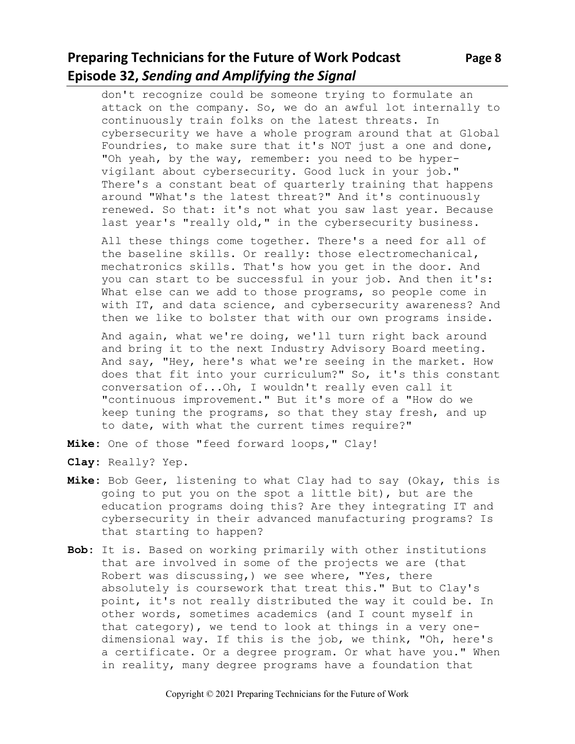don't recognize could be someone trying to formulate an attack on the company. So, we do an awful lot internally to continuously train folks on the latest threats. In cybersecurity we have a whole program around that at Global Foundries, to make sure that it's NOT just a one and done, "Oh yeah, by the way, remember: you need to be hyper-vigilant about cybersecurity. Good luck in your job." There's a constant beat of quarterly training that happens around "What's the latest threat?" And it's continuously renewed. So that: it's not what you saw last year. Because last year's "really old," in the cybersecurity business.

All these things come together. There's a need for all of the baseline skills. Or really: those electromechanical, mechatronics skills. That's how you get in the door. And you can start to be successful in your job. And then it's: What else can we add to those programs, so people come in with IT, and data science, and cybersecurity awareness? And then we like to bolster that with our own programs inside.

And again, what we're doing, we'll turn right back around and bring it to the next Industry Advisory Board meeting. And say, "Hey, here's what we're seeing in the market. How does that fit into your curriculum?" So, it's this constant conversation of...Oh, I wouldn't really even call it "continuous improvement." But it's more of a "How do we keep tuning the programs, so that they stay fresh, and up to date, with what the current times require?"

**Mike:** One of those "feed forward loops," Clay!

**Clay:** Really? Yep.

**Mike:** Bob Geer, listening to what Clay had to say (Okay, this is going to put you on the spot a little bit), but are the education programs doing this? Are they integrating IT and cybersecurity in their advanced manufacturing programs? Is that starting to happen?

**Bob:** It is. Based on working primarily with other institutions that are involved in some of the projects we are (that Robert was discussing,) we see where, "Yes, there absolutely is coursework that treat this." But to Clay's point, it's not really distributed the way it could be. In other words, sometimes academics (and I count myself in that category), we tend to look at things in a very one-dimensional way. If this is the job, we think, "Oh, here's a certificate. Or a degree program. Or what have you." When in reality, many degree programs have a foundation that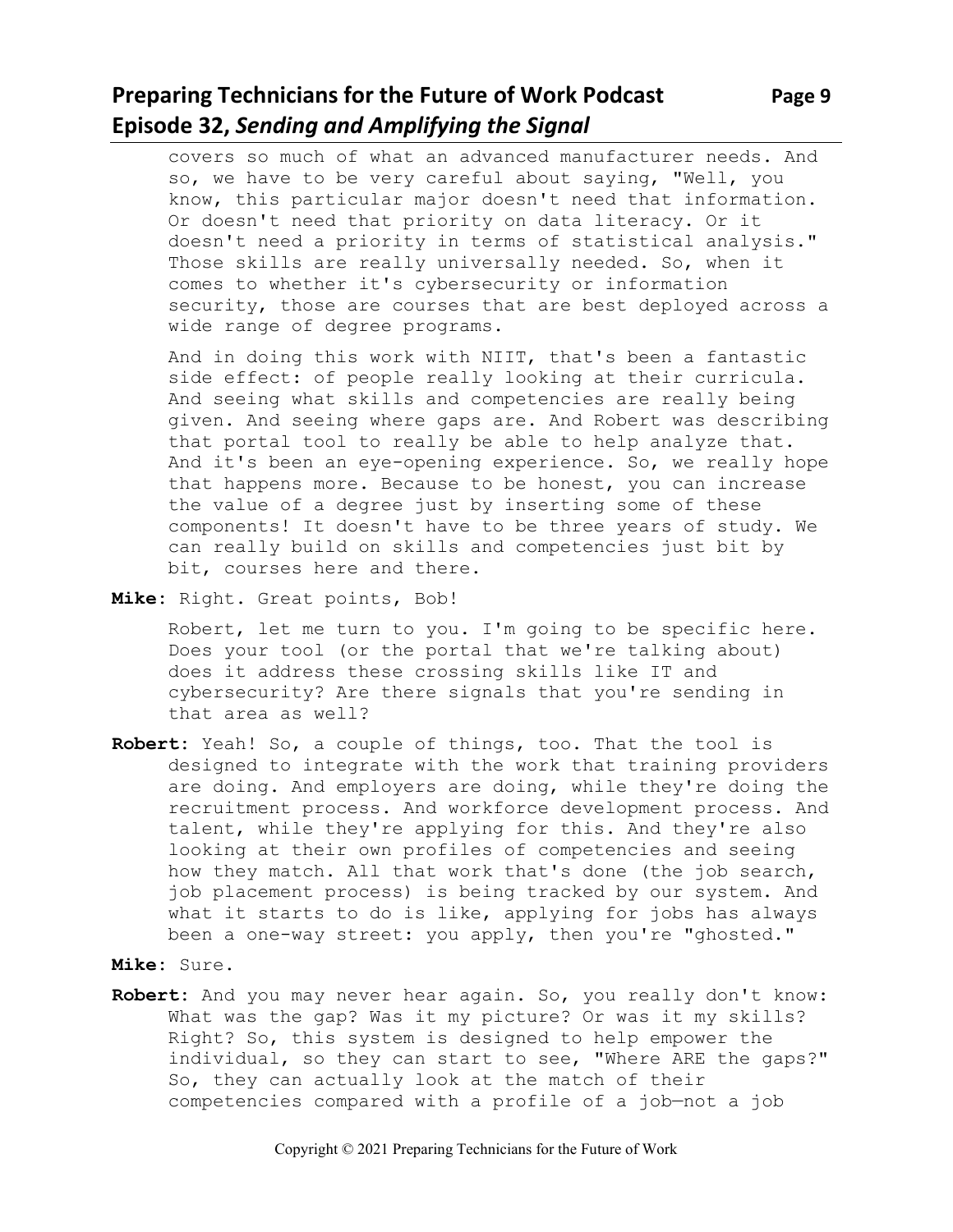covers so much of what an advanced manufacturer needs. And so, we have to be very careful about saying, "Well, you know, this particular major doesn't need that information. Or doesn't need that priority on data literacy. Or it doesn't need a priority in terms of statistical analysis." Those skills are really universally needed. So, when it comes to whether it's cybersecurity or information security, those are courses that are best deployed across a wide range of degree programs.

And in doing this work with NIIT, that's been a fantastic side effect: of people really looking at their curricula. And seeing what skills and competencies are really being given. And seeing where gaps are. And Robert was describing that portal tool to really be able to help analyze that. And it's been an eye-opening experience. So, we really hope that happens more. Because to be honest, you can increase the value of a degree just by inserting some of these components! It doesn't have to be three years of study. We can really build on skills and competencies just bit by bit, courses here and there.

**Mike**: Right. Great points, Bob!

Robert, let me turn to you. I'm going to be specific here. Does your tool (or the portal that we're talking about) does it address these crossing skills like IT and cybersecurity? Are there signals that you're sending in that area as well?

**Robert**: Yeah! So, a couple of things, too. That the tool is designed to integrate with the work that training providers are doing. And employers are doing, while they're doing the recruitment process. And workforce development process. And talent, while they're applying for this. And they're also looking at their own profiles of competencies and seeing how they match. All that work that's done (the job search, job placement process) is being tracked by our system. And what it starts to do is like, applying for jobs has always been a one-way street: you apply, then you're "ghosted."

**Mike**: Sure.

**Robert**: And you may never hear again. So, you really don't know: What was the gap? Was it my picture? Or was it my skills? Right? So, this system is designed to help empower the individual, so they can start to see, "Where ARE the gaps?" So, they can actually look at the match of their competencies compared with a profile of a job—not a job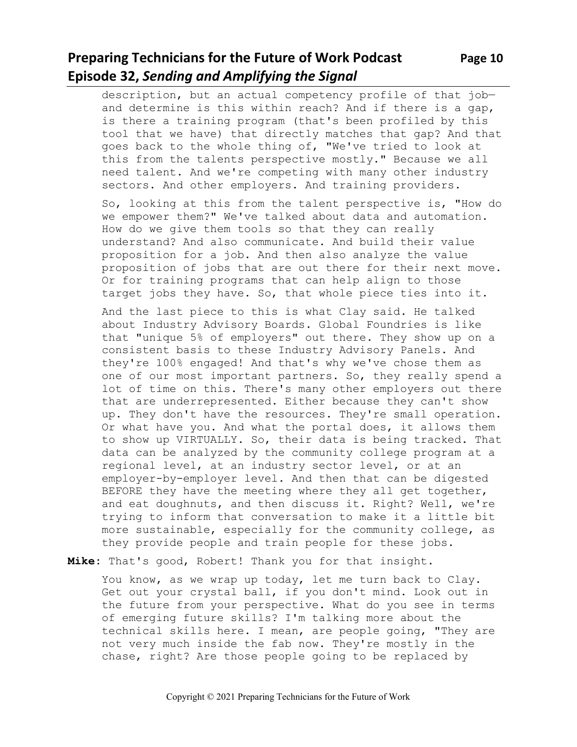description, but an actual competency profile of that job—and determine is this within reach? And if there is a gap, is there a training program (that's been profiled by this tool that we have) that directly matches that gap? And that goes back to the whole thing of, "We've tried to look at this from the talents perspective mostly." Because we all need talent. And we're competing with many other industry sectors. And other employers. And training providers.

So, looking at this from the talent perspective is, "How do we empower them?" We've talked about data and automation. How do we give them tools so that they can really understand? And also communicate. And build their value proposition for a job. And then also analyze the value proposition of jobs that are out there for their next move. Or for training programs that can help align to those target jobs they have. So, that whole piece ties into it.

And the last piece to this is what Clay said. He talked about Industry Advisory Boards. Global Foundries is like that "unique 5% of employers" out there. They show up on a consistent basis to these Industry Advisory Panels. And they're 100% engaged! And that's why we've chose them as one of our most important partners. So, they really spend a lot of time on this. There's many other employers out there that are underrepresented. Either because they can't show up. They don't have the resources. They're small operation. Or what have you. And what the portal does, it allows them to show up VIRTUALLY. So, their data is being tracked. That data can be analyzed by the community college program at a regional level, at an industry sector level, or at an employer-by-employer level. And then that can be digested BEFORE they have the meeting where they all get together, and eat doughnuts, and then discuss it. Right? Well, we're trying to inform that conversation to make it a little bit more sustainable, especially for the community college, as they provide people and train people for these jobs.

**Mike**: That's good, Robert! Thank you for that insight.

You know, as we wrap up today, let me turn back to Clay. Get out your crystal ball, if you don't mind. Look out in the future from your perspective. What do you see in terms of emerging future skills? I'm talking more about the technical skills here. I mean, are people going, "They are not very much inside the fab now. They're mostly in the chase, right? Are those people going to be replaced by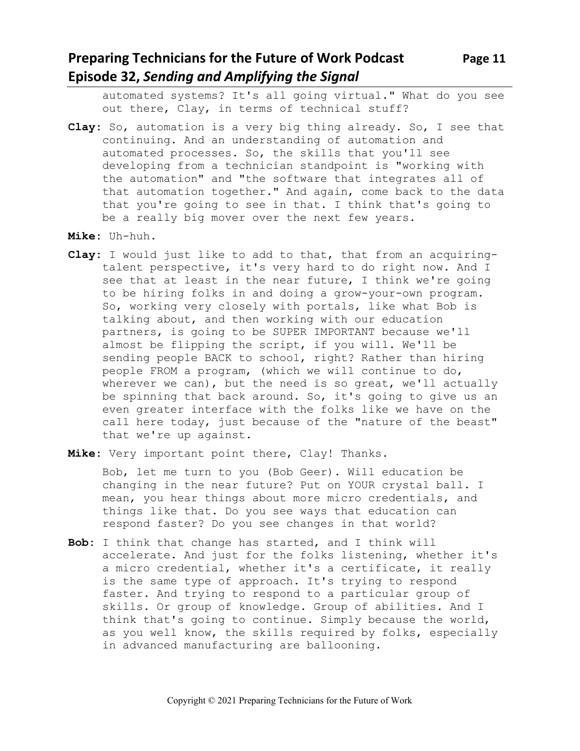automated systems? It's all going virtual." What do you see out there, Clay, in terms of technical stuff?

**Clay:** So, automation is a very big thing already. So, I see that continuing. And an understanding of automation and automated processes. So, the skills that you'll see developing from a technician standpoint is "working with the automation" and "the software that integrates all of that automation together." And again, come back to the data that you're going to see in that. I think that's going to be a really big mover over the next few years.

**Mike:** Uh-huh.

**Clay:** I would just like to add to that, that from an acquiring-talent perspective, it's very hard to do right now. And I see that at least in the near future, I think we're going to be hiring folks in and doing a grow-your-own program. So, working very closely with portals, like what Bob is talking about, and then working with our education partners, is going to be SUPER IMPORTANT because we'll almost be flipping the script, if you will. We'll be sending people BACK to school, right? Rather than hiring people FROM a program, (which we will continue to do, wherever we can), but the need is so great, we'll actually be spinning that back around. So, it's going to give us an even greater interface with the folks like we have on the call here today, just because of the "nature of the beast" that we're up against.

**Mike:** Very important point there, Clay! Thanks.

Bob, let me turn to you (Bob Geer). Will education be changing in the near future? Put on YOUR crystal ball. I mean, you hear things about more micro credentials, and things like that. Do you see ways that education can respond faster? Do you see changes in that world?

**Bob:** I think that change has started, and I think will accelerate. And just for the folks listening, whether it's a micro credential, whether it's a certificate, it really is the same type of approach. It's trying to respond faster. And trying to respond to a particular group of skills. Or group of knowledge. Group of abilities. And I think that's going to continue. Simply because the world, as you well know, the skills required by folks, especially in advanced manufacturing are ballooning.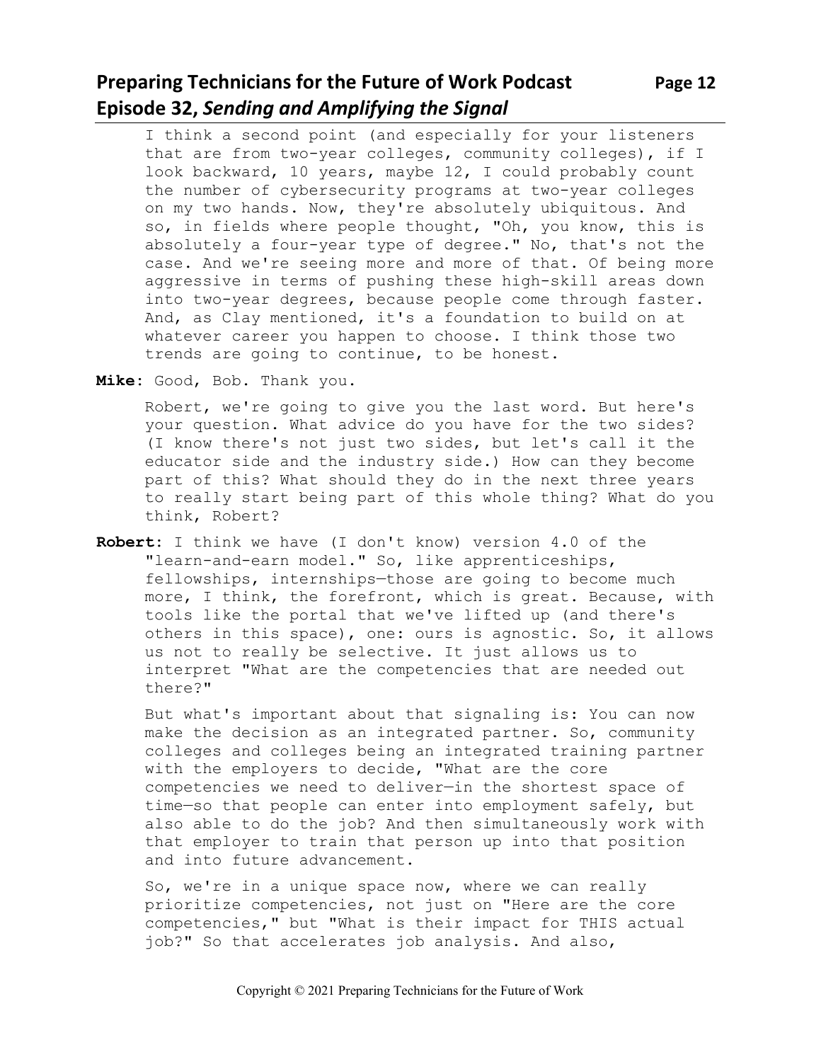I think a second point (and especially for your listeners that are from two-year colleges, community colleges), if I look backward, 10 years, maybe 12, I could probably count the number of cybersecurity programs at two-year colleges on my two hands. Now, they're absolutely ubiquitous. And so, in fields where people thought, "Oh, you know, this is absolutely a four-year type of degree." No, that's not the case. And we're seeing more and more of that. Of being more aggressive in terms of pushing these high-skill areas down into two-year degrees, because people come through faster. And, as Clay mentioned, it's a foundation to build on at whatever career you happen to choose. I think those two trends are going to continue, to be honest.

**Mike:** Good, Bob. Thank you.

Robert, we're going to give you the last word. But here's your question. What advice do you have for the two sides? (I know there's not just two sides, but let's call it the educator side and the industry side.) How can they become part of this? What should they do in the next three years to really start being part of this whole thing? What do you think, Robert?

**Robert:** I think we have (I don't know) version 4.0 of the "learn-and-earn model." So, like apprenticeships, fellowships, internships—those are going to become much more, I think, the forefront, which is great. Because, with tools like the portal that we've lifted up (and there's others in this space), one: ours is agnostic. So, it allows us not to really be selective. It just allows us to interpret "What are the competencies that are needed out there?"

But what's important about that signaling is: You can now make the decision as an integrated partner. So, community colleges and colleges being an integrated training partner with the employers to decide, "What are the core competencies we need to deliver—in the shortest space of time—so that people can enter into employment safely, but also able to do the job? And then simultaneously work with that employer to train that person up into that position and into future advancement.

So, we're in a unique space now, where we can really prioritize competencies, not just on "Here are the core competencies," but "What is their impact for THIS actual job?" So that accelerates job analysis. And also,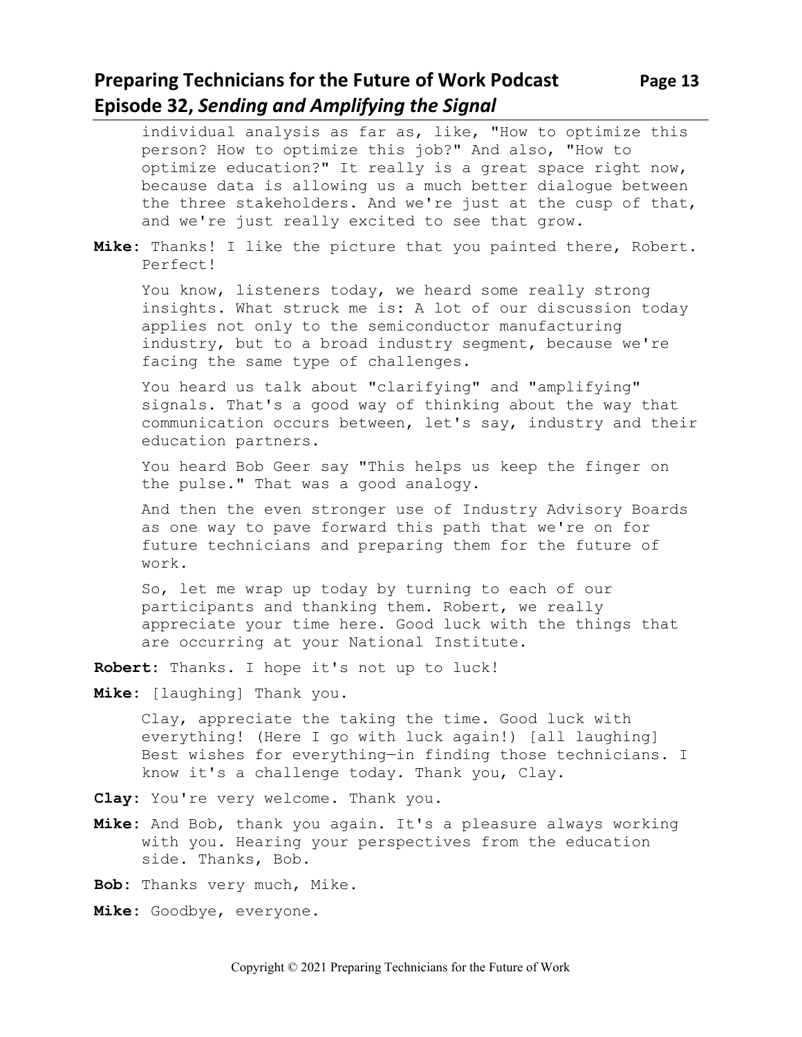individual analysis as far as, like, "How to optimize this person? How to optimize this job?" And also, "How to optimize education?" It really is a great space right now, because data is allowing us a much better dialogue between the three stakeholders. And we're just at the cusp of that, and we're just really excited to see that grow.

**Mike**: Thanks! I like the picture that you painted there, Robert. Perfect!

You know, listeners today, we heard some really strong insights. What struck me is: A lot of our discussion today applies not only to the semiconductor manufacturing industry, but to a broad industry segment, because we're facing the same type of challenges.

You heard us talk about "clarifying" and "amplifying" signals. That's a good way of thinking about the way that communication occurs between, let's say, industry and their education partners.

You heard Bob Geer say "This helps us keep the finger on the pulse." That was a good analogy.

And then the even stronger use of Industry Advisory Boards as one way to pave forward this path that we're on for future technicians and preparing them for the future of work.

So, let me wrap up today by turning to each of our participants and thanking them. Robert, we really appreciate your time here. Good luck with the things that are occurring at your National Institute.

**Robert**: Thanks. I hope it's not up to luck!

**Mike**: [laughing] Thank you.

Clay, appreciate the taking the time. Good luck with everything! (Here I go with luck again!) [all laughing] Best wishes for everything—in finding those technicians. I know it's a challenge today. Thank you, Clay.

**Clay**: You're very welcome. Thank you.

**Mike**: And Bob, thank you again. It's a pleasure always working with you. Hearing your perspectives from the education side. Thanks, Bob.

**Bob**: Thanks very much, Mike.

**Mike**: Goodbye, everyone.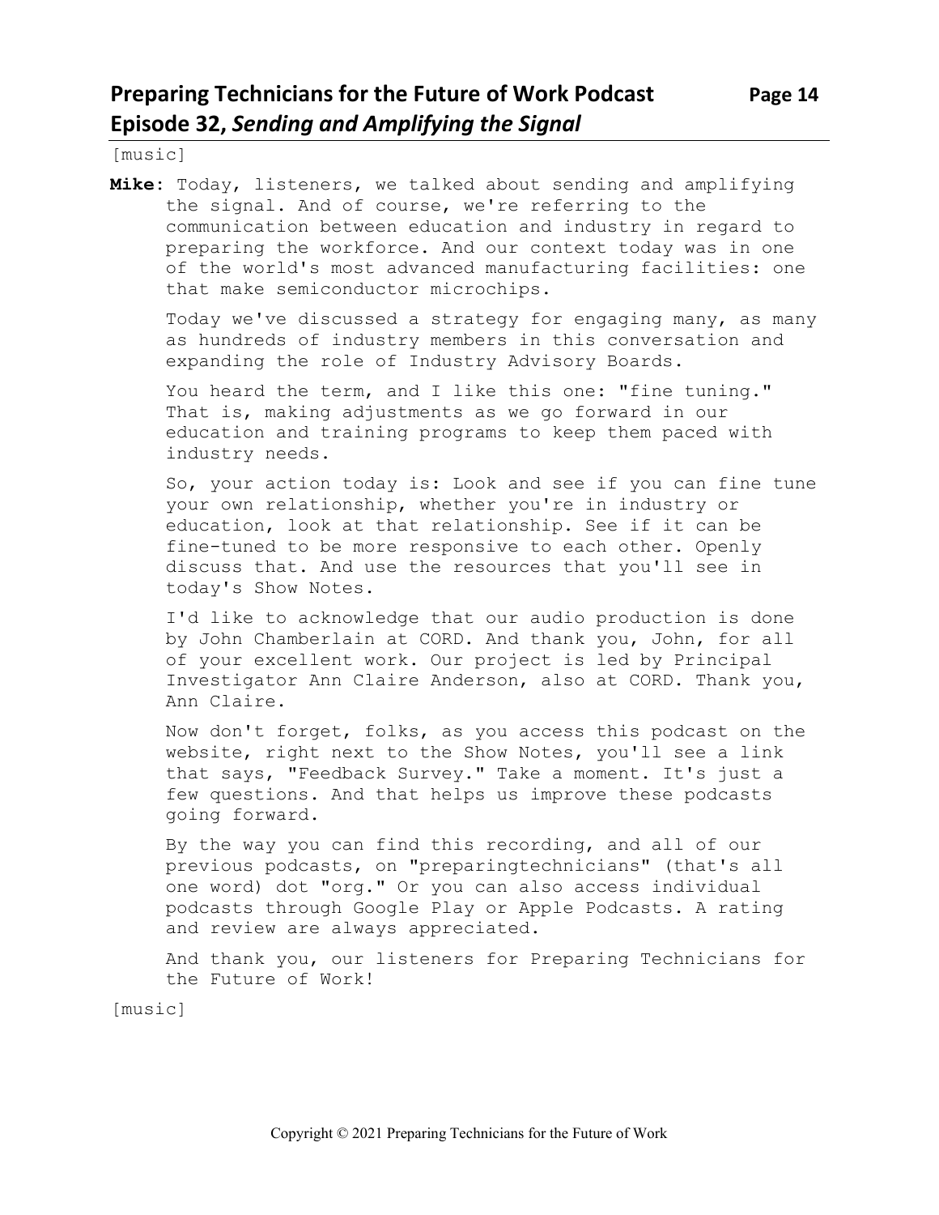[music]

**Mike**: Today, listeners, we talked about sending and amplifying the signal. And of course, we're referring to the communication between education and industry in regard to preparing the workforce. And our context today was in one of the world's most advanced manufacturing facilities: one that make semiconductor microchips.

Today we've discussed a strategy for engaging many, as many as hundreds of industry members in this conversation and expanding the role of Industry Advisory Boards.

You heard the term, and I like this one: "fine tuning." That is, making adjustments as we go forward in our education and training programs to keep them paced with industry needs.

So, your action today is: Look and see if you can fine tune your own relationship, whether you're in industry or education, look at that relationship. See if it can be fine-tuned to be more responsive to each other. Openly discuss that. And use the resources that you'll see in today's Show Notes.

I'd like to acknowledge that our audio production is done by John Chamberlain at CORD. And thank you, John, for all of your excellent work. Our project is led by Principal Investigator Ann Claire Anderson, also at CORD. Thank you, Ann Claire.

Now don't forget, folks, as you access this podcast on the website, right next to the Show Notes, you'll see a link that says, "Feedback Survey." Take a moment. It's just a few questions. And that helps us improve these podcasts going forward.

By the way you can find this recording, and all of our previous podcasts, on "preparingtechnicians" (that's all one word) dot "org." Or you can also access individual podcasts through Google Play or Apple Podcasts. A rating and review are always appreciated.

And thank you, our listeners for Preparing Technicians for the Future of Work!

[music]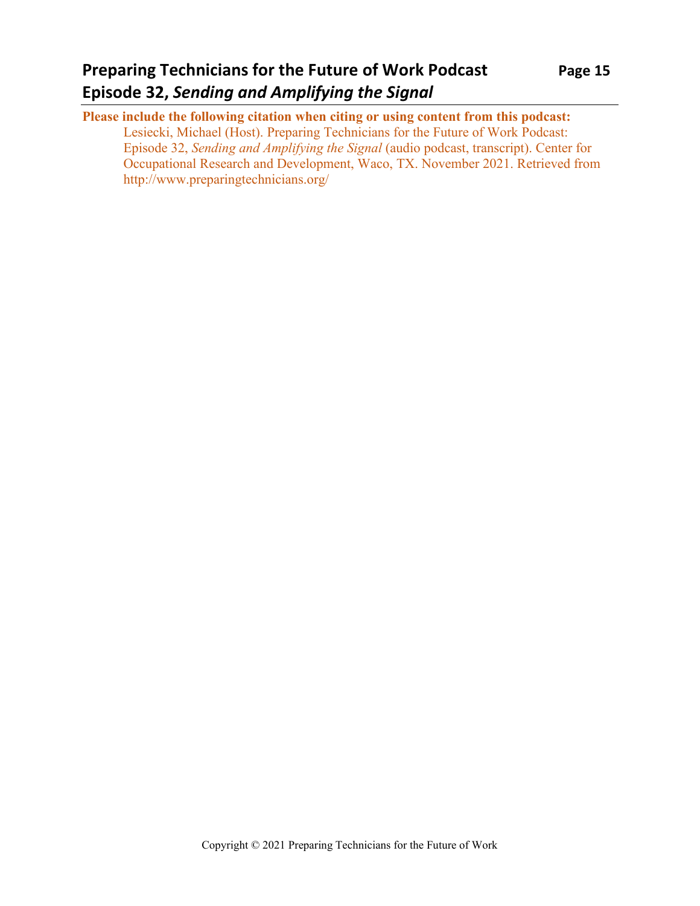**Please include the following citation when citing or using content from this podcast:**

Lesiecki, Michael (Host). Preparing Technicians for the Future of Work Podcast: Episode 32, *Sending and Amplifying the Signal* (audio podcast, transcript). Center for Occupational Research and Development, Waco, TX. November 2021. Retrieved from http://www.preparingtechnicians.org/